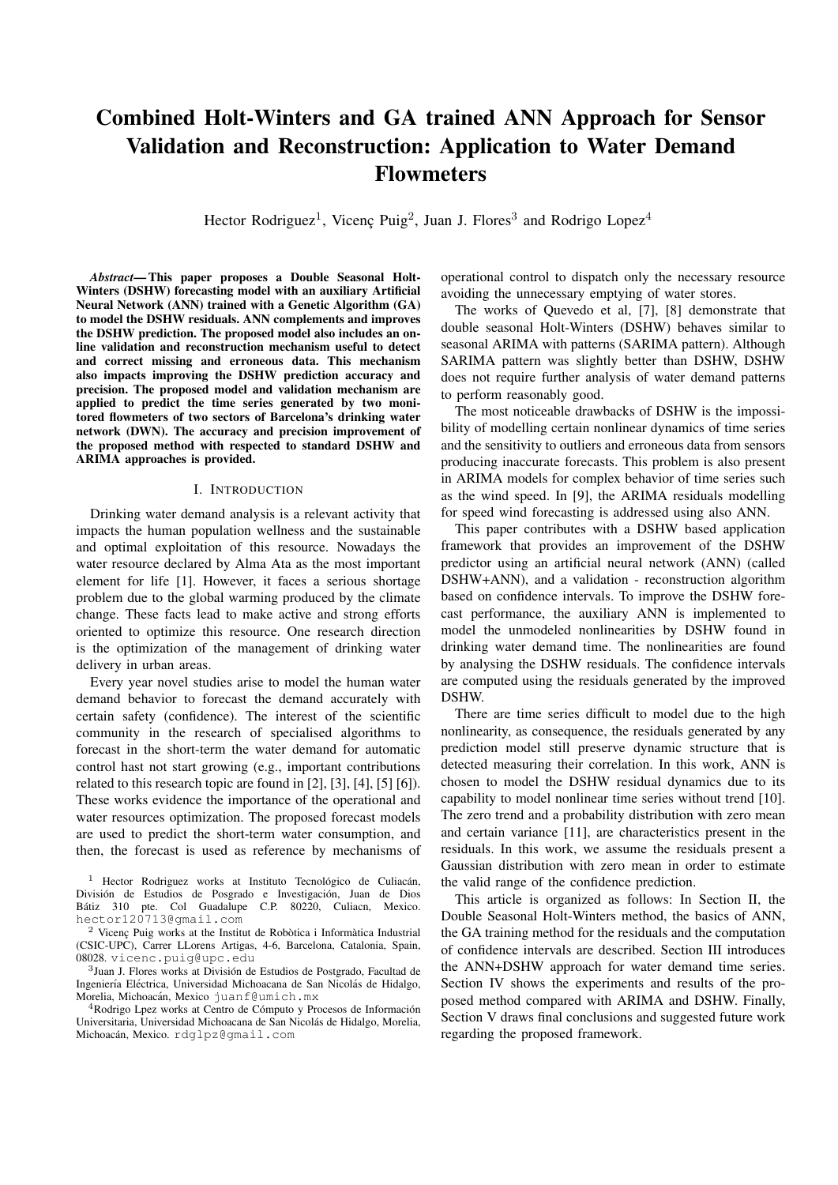# Combined Holt-Winters and GA trained ANN Approach for Sensor Validation and Reconstruction: Application to Water Demand Flowmeters

Hector Rodriguez[1], Vicenç Puig[2], Juan J. Flores[3] and Rodrigo Lopez[4]

***Abstract*— This paper proposes a Double Seasonal Holt-Winters (DSHW) forecasting model with an auxiliary Artificial Neural Network (ANN) trained with a Genetic Algorithm (GA) to model the DSHW residuals. ANN complements and improves the DSHW prediction. The proposed model also includes an online validation and reconstruction mechanism useful to detect and correct missing and erroneous data. This mechanism also impacts improving the DSHW prediction accuracy and precision. The proposed model and validation mechanism are applied to predict the time series generated by two monitored flowmeters of two sectors of Barcelona's drinking water network (DWN). The accuracy and precision improvement of the proposed method with respect to standard DSHW and ARIMA approaches is provided.**

## I. Introduction

Drinking water demand analysis is a relevant activity that impacts the human population wellness and the sustainable and optimal exploitation of this resource. Nowadays the water resource declared by Alma Ata as the most important element for life [1]. However, it faces a serious shortage problem due to the global warming produced by the climate change. These facts lead to make active and strong efforts oriented to optimize this resource. One research direction is the optimization of the management of drinking water delivery in urban areas.

Every year novel studies arise to model the human water demand behavior to forecast the demand accurately with certain safety (confidence). The interest of the scientific community in the research of specialised algorithms to forecast in the short-term the water demand for automatic control hast not start growing (e.g., important contributions related to this research topic are found in [2], [3], [4], [5] [6]). These works evidence the importance of the operational and water resources optimization. The proposed forecast models are used to predict the short-term water consumption, and then, the forecast is used as reference by mechanisms of operational control to dispatch only the necessary resource avoiding the unnecessary emptying of water stores.

The works of Quevedo et al, [7], [8] demonstrate that double seasonal Holt-Winters (DSHW) behaves similar to seasonal ARIMA with patterns (SARIMA pattern). Although SARIMA pattern was slightly better than DSHW, DSHW does not require further analysis of water demand patterns to perform reasonably good.

The most noticeable drawbacks of DSHW is the impossibility of modelling certain nonlinear dynamics of time series and the sensitivity to outliers and erroneous data from sensors producing inaccurate forecasts. This problem is also present in ARIMA models for complex behavior of time series such as the wind speed. In [9], the ARIMA residuals modelling for speed wind forecasting is addressed using also ANN.

This paper contributes with a DSHW based application framework that provides an improvement of the DSHW predictor using an artificial neural network (ANN) (called DSHW+ANN), and a validation - reconstruction algorithm based on confidence intervals. To improve the DSHW forecast performance, the auxiliary ANN is implemented to model the unmodeled nonlinearities by DSHW found in drinking water demand time. The nonlinearities are found by analysing the DSHW residuals. The confidence intervals are computed using the residuals generated by the improved DSHW.

There are time series difficult to model due to the high nonlinearity, as consequence, the residuals generated by any prediction model still preserve dynamic structure that is detected measuring their correlation. In this work, ANN is chosen to model the DSHW residual dynamics due to its capability to model nonlinear time series without trend [10]. The zero trend and a probability distribution with zero mean and certain variance [11], are characteristics present in the residuals. In this work, we assume the residuals present a Gaussian distribution with zero mean in order to estimate the valid range of the confidence prediction.

This article is organized as follows: In Section II, the Double Seasonal Holt-Winters method, the basics of ANN, the GA training method for the residuals and the computation of confidence intervals are described. Section III introduces the ANN+DSHW approach for water demand time series. Section IV shows the experiments and results of the proposed method compared with ARIMA and DSHW. Finally, Section V draws final conclusions and suggested future work regarding the proposed framework.

---

[1] Hector Rodriguez works at Instituto Tecnológico de Culiacán, División de Estudios de Posgrado e Investigación, Juan de Dios Bátiz 310 pte. Col Guadalupe C.P. 80220, Culiacn, Mexico. hector120713@gmail.com

[2] Vicenç Puig works at the Institut de Robòtica i Informàtica Industrial (CSIC-UPC), Carrer LLorens Artigas, 4-6, Barcelona, Catalonia, Spain, 08028. vicenc.puig@upc.edu

[3] Juan J. Flores works at División de Estudios de Postgrado, Facultad de Ingeniería Eléctrica, Universidad Michoacana de San Nicolás de Hidalgo, Morelia, Michoacán, Mexico juanf@umich.mx

[4] Rodrigo Lpez works at Centro de Cómputo y Procesos de Información Universitaria, Universidad Michoacana de San Nicolás de Hidalgo, Morelia, Michoacán, Mexico. rdglpz@gmail.com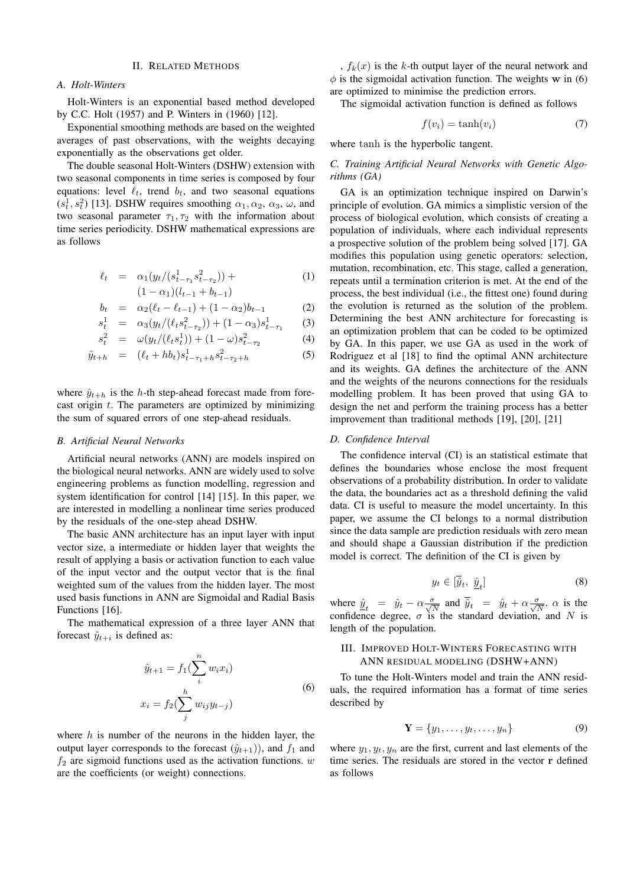## II. Related Methods

### A. Holt-Winters

Holt-Winters is an exponential based method developed by C.C. Holt (1957) and P. Winters in (1960) [12].

Exponential smoothing methods are based on the weighted averages of past observations, with the weights decaying exponentially as the observations get older.

The double seasonal Holt-Winters (DSHW) extension with two seasonal components in time series is composed by four equations: level $\ell_t$, trend $b_t$, and two seasonal equations $(s_t^1, s_t^2)$ [13]. DSHW requires smoothing $\alpha_1, \alpha_2, \alpha_3, \omega$, and two seasonal parameter $\tau_1, \tau_2$ with the information about time series periodicity. DSHW mathematical expressions are as follows

$$
\begin{aligned}
\ell_t &= \alpha_1(y_t/(s^1_{t-\tau_1}s^2_{t-\tau_2})) + \\
&\quad (1-\alpha_1)(l_{t-1}+b_{t-1}) && (1)\\
b_t &= \alpha_2(\ell_t - \ell_{t-1}) + (1-\alpha_2)b_{t-1} && (2)\\
s_t^1 &= \alpha_3(y_t/(\ell_t s^2_{t-\tau_2})) + (1-\alpha_3)s^1_{t-\tau_1} && (3)\\
s_t^2 &= \omega(y_t/(\ell_t s^1_t)) + (1-\omega)s^2_{t-\tau_2} && (4)\\
\hat{y}_{t+h} &= (\ell_t + hb_t)s^1_{t-\tau_1+h}s^2_{t-\tau_2+h} && (5)
\end{aligned}
$$

where $\hat{y}_{t+h}$ is the $h$-th step-ahead forecast made from forecast origin $t$. The parameters are optimized by minimizing the sum of squared errors of one step-ahead residuals.

### B. Artificial Neural Networks

Artificial neural networks (ANN) are models inspired on the biological neural networks. ANN are widely used to solve engineering problems as function modelling, regression and system identification for control [14] [15]. In this paper, we are interested in modelling a nonlinear time series produced by the residuals of the one-step ahead DSHW.

The basic ANN architecture has an input layer with input vector size, a intermediate or hidden layer that weights the result of applying a basis or activation function to each value of the input vector and the output vector that is the final weighted sum of the values from the hidden layer. The most used basis functions in ANN are Sigmoidal and Radial Basis Functions [16].

The mathematical expression of a three layer ANN that forecast $\hat{y}_{t+i}$ is defined as:

$$
\begin{aligned}
\hat{y}_{t+1} &= f_1(\sum_i^n w_i x_i)\\
x_i &= f_2(\sum_j^h w_{ij} y_{t-j})
\end{aligned}
\tag{6}
$$

where $h$ is number of the neurons in the hidden layer, the output layer corresponds to the forecast $(\hat{y}_{t+1})$), and $f_1$ and $f_2$ are sigmoid functions used as the activation functions. $w$ are the coefficients (or weight) connections.

, $f_k(x)$ is the $k$-th output layer of the neural network and $\phi$ is the sigmoidal activation function. The weights $\mathbf{w}$ in (6) are optimized to minimise the prediction errors.

The sigmoidal activation function is defined as follows

$$
f(v_i) = \tanh(v_i) \tag{7}
$$

where $\tanh$ is the hyperbolic tangent.

### C. Training Artificial Neural Networks with Genetic Algorithms (GA)

GA is an optimization technique inspired on Darwin's principle of evolution. GA mimics a simplistic version of the process of biological evolution, which consists of creating a population of individuals, where each individual represents a prospective solution of the problem being solved [17]. GA modifies this population using genetic operators: selection, mutation, recombination, etc. This stage, called a generation, repeats until a termination criterion is met. At the end of the process, the best individual (i.e., the fittest one) found during the evolution is returned as the solution of the problem. Determining the best ANN architecture for forecasting is an optimization problem that can be coded to be optimized by GA. In this paper, we use GA as used in the work of Rodriguez et al [18] to find the optimal ANN architecture and its weights. GA defines the architecture of the ANN and the weights of the neurons connections for the residuals modelling problem. It has been proved that using GA to design the net and perform the training process has a better improvement than traditional methods [19], [20], [21]

### D. Confidence Interval

The confidence interval (CI) is an statistical estimate that defines the boundaries whose enclose the most frequent observations of a probability distribution. In order to validate the data, the boundaries act as a threshold defining the valid data. CI is useful to measure the model uncertainty. In this paper, we assume the CI belongs to a normal distribution since the data sample are prediction residuals with zero mean and should shape a Gaussian distribution if the prediction model is correct. The definition of the CI is given by

$$
y_t \in [\overline{\hat{y}}_t,\ \underline{\hat{y}}_t] \tag{8}
$$

where $\underline{\hat{y}}_t = \hat{y}_t - \alpha\frac{\sigma}{\sqrt{N}}$ and $\overline{\hat{y}}_t = \hat{y}_t + \alpha\frac{\sigma}{\sqrt{N}}$. $\alpha$ is the confidence degree, $\sigma$ is the standard deviation, and $N$ is length of the population.

## III. Improved Holt-Winters Forecasting with ANN residual modeling (DSHW+ANN)

To tune the Holt-Winters model and train the ANN residuals, the required information has a format of time series described by

$$
\mathbf{Y} = \{y_1, \ldots, y_t, \ldots, y_n\} \tag{9}
$$

where $y_1, y_t, y_n$ are the first, current and last elements of the time series. The residuals are stored in the vector $\mathbf{r}$ defined as follows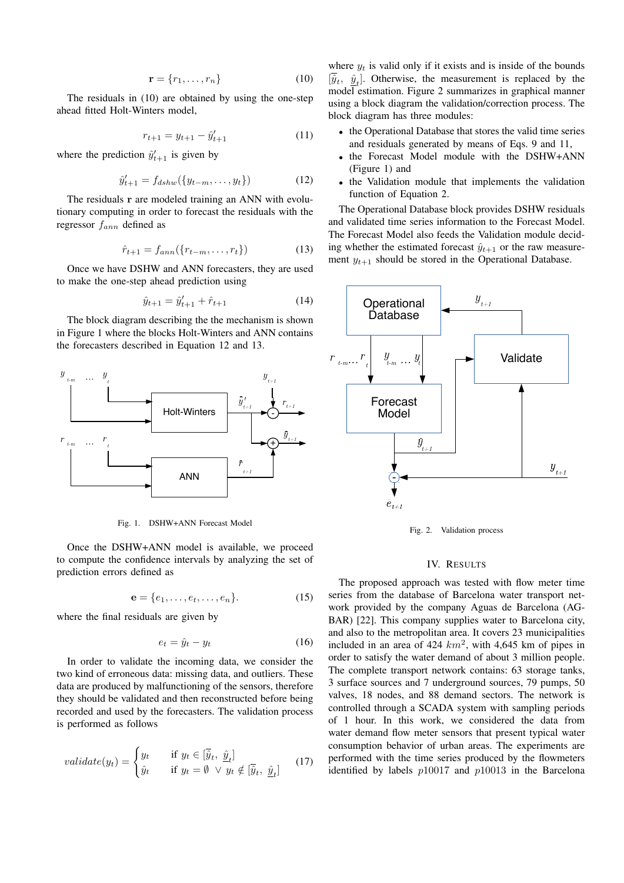$$\mathbf{r} = \{r_1, \ldots, r_n\} \tag{10}$$

The residuals in (10) are obtained by using the one-step ahead fitted Holt-Winters model,

$$r_{t+1} = y_{t+1} - \hat{y}'_{t+1} \tag{11}$$

where the prediction $\hat{y}'_{t+1}$ is given by

$$\hat{y}'_{t+1} = f_{dshw}(\{y_{t-m}, \ldots, y_t\}) \tag{12}$$

The residuals $\mathbf{r}$ are modeled training an ANN with evolutionary computing in order to forecast the residuals with the regressor $f_{ann}$ defined as

$$\hat{r}_{t+1} = f_{ann}(\{r_{t-m}, \ldots, r_t\}) \tag{13}$$

Once we have DSHW and ANN forecasters, they are used to make the one-step ahead prediction using

$$\hat{y}_{t+1} = \hat{y}'_{t+1} + \hat{r}_{t+1} \tag{14}$$

The block diagram describing the the mechanism is shown in Figure 1 where the blocks Holt-Winters and ANN contains the forecasters described in Equation 12 and 13.

Fig. 1. DSHW+ANN Forecast Model

Once the DSHW+ANN model is available, we proceed to compute the confidence intervals by analyzing the set of prediction errors defined as

$$\mathbf{e} = \{e_1, \ldots, e_t, \ldots, e_n\}. \tag{15}$$

where the final residuals are given by

$$e_t = \hat{y}_t - y_t \tag{16}$$

In order to validate the incoming data, we consider the two kind of erroneous data: missing data, and outliers. These data are produced by malfunctioning of the sensors, therefore they should be validated and then reconstructed before being recorded and used by the forecasters. The validation process is performed as follows

$$validate(y_t) = \begin{cases} y_t & \text{if } y_t \in [\overline{\hat{y}}_t,\ \underline{\hat{y}}_t] \\ \hat{y}_t & \text{if } y_t = \emptyset\ \vee\ y_t \notin [\overline{\hat{y}}_t,\ \underline{\hat{y}}_t] \end{cases} \tag{17}$$

where $y_t$ is valid only if it exists and is inside of the bounds $[\overline{\hat{y}}_t,\ \underline{\hat{y}}_t]$. Otherwise, the measurement is replaced by the model estimation. Figure 2 summarizes in graphical manner using a block diagram the validation/correction process. The block diagram has three modules:

- the Operational Database that stores the valid time series and residuals generated by means of Eqs. 9 and 11,
- the Forecast Model module with the DSHW+ANN (Figure 1) and
- the Validation module that implements the validation function of Equation 2.

The Operational Database block provides DSHW residuals and validated time series information to the Forecast Model. The Forecast Model also feeds the Validation module deciding whether the estimated forecast $\hat{y}_{t+1}$ or the raw measurement $y_{t+1}$ should be stored in the Operational Database.

Fig. 2. Validation process

## IV. Results

The proposed approach was tested with flow meter time series from the database of Barcelona water transport network provided by the company Aguas de Barcelona (AGBAR) [22]. This company supplies water to Barcelona city, and also to the metropolitan area. It covers 23 municipalities included in an area of 424 $km^2$, with 4,645 km of pipes in order to satisfy the water demand of about 3 million people. The complete transport network contains: 63 storage tanks, 3 surface sources and 7 underground sources, 79 pumps, 50 valves, 18 nodes, and 88 demand sectors. The network is controlled through a SCADA system with sampling periods of 1 hour. In this work, we considered the data from water demand flow meter sensors that present typical water consumption behavior of urban areas. The experiments are performed with the time series produced by the flowmeters identified by labels $p10017$ and $p10013$ in the Barcelona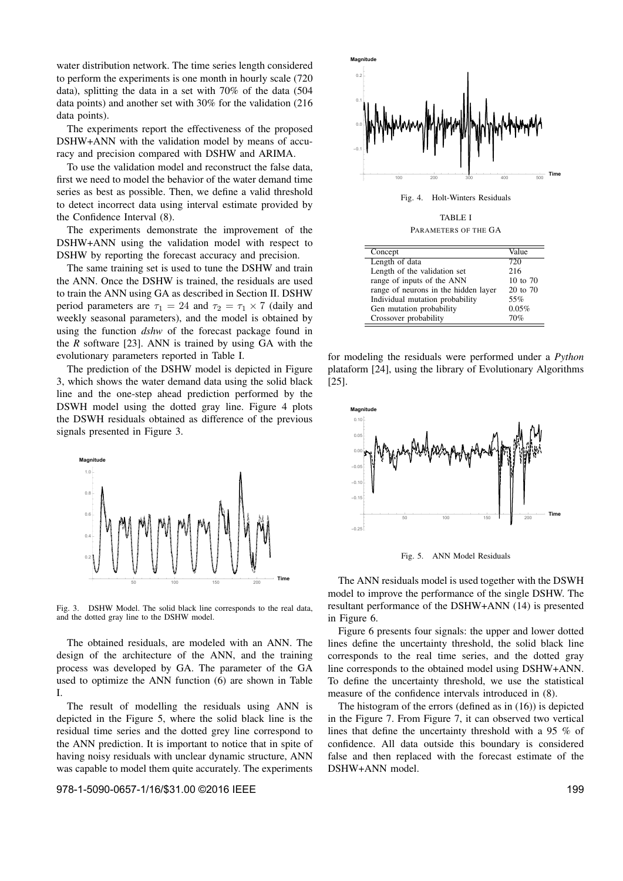water distribution network. The time series length considered to perform the experiments is one month in hourly scale (720 data), splitting the data in a set with 70% of the data (504 data points) and another set with 30% for the validation (216 data points).

The experiments report the effectiveness of the proposed DSHW+ANN with the validation model by means of accuracy and precision compared with DSHW and ARIMA.

To use the validation model and reconstruct the false data, first we need to model the behavior of the water demand time series as best as possible. Then, we define a valid threshold to detect incorrect data using interval estimate provided by the Confidence Interval (8).

The experiments demonstrate the improvement of the DSHW+ANN using the validation model with respect to DSHW by reporting the forecast accuracy and precision.

The same training set is used to tune the DSHW and train the ANN. Once the DSHW is trained, the residuals are used to train the ANN using GA as described in Section II. DSHW period parameters are $\tau_1 = 24$ and $\tau_2 = \tau_1 \times 7$ (daily and weekly seasonal parameters), and the model is obtained by using the function *dshw* of the forecast package found in the *R* software [23]. ANN is trained by using GA with the evolutionary parameters reported in Table I.

The prediction of the DSHW model is depicted in Figure 3, which shows the water demand data using the solid black line and the one-step ahead prediction performed by the DSWH model using the dotted gray line. Figure 4 plots the DSWH residuals obtained as difference of the previous signals presented in Figure 3.

Fig. 3. DSHW Model. The solid black line corresponds to the real data, and the dotted gray line to the DSHW model.

The obtained residuals, are modeled with an ANN. The design of the architecture of the ANN, and the training process was developed by GA. The parameter of the GA used to optimize the ANN function (6) are shown in Table I.

The result of modelling the residuals using ANN is depicted in the Figure 5, where the solid black line is the residual time series and the dotted grey line correspond to the ANN prediction. It is important to notice that in spite of having noisy residuals with unclear dynamic structure, ANN was capable to model them quite accurately. The experiments for modeling the residuals were performed under a *Python* plataform [24], using the library of Evolutionary Algorithms [25].

Fig. 4. Holt-Winters Residuals

TABLE I
PARAMETERS OF THE GA

| Concept | Value |
|---|---|
| Length of data | 720 |
| Length of the validation set | 216 |
| range of inputs of the ANN | 10 to 70 |
| range of neurons in the hidden layer | 20 to 70 |
| Individual mutation probability | 55% |
| Gen mutation probability | 0.05% |
| Crossover probability | 70% |

Fig. 5. ANN Model Residuals

The ANN residuals model is used together with the DSWH model to improve the performance of the single DSHW. The resultant performance of the DSHW+ANN (14) is presented in Figure 6.

Figure 6 presents four signals: the upper and lower dotted lines define the uncertainty threshold, the solid black line corresponds to the real time series, and the dotted gray line corresponds to the obtained model using DSHW+ANN. To define the uncertainty threshold, we use the statistical measure of the confidence intervals introduced in (8).

The histogram of the errors (defined as in (16)) is depicted in the Figure 7. From Figure 7, it can observed two vertical lines that define the uncertainty threshold with a 95 % of confidence. All data outside this boundary is considered false and then replaced with the forecast estimate of the DSHW+ANN model.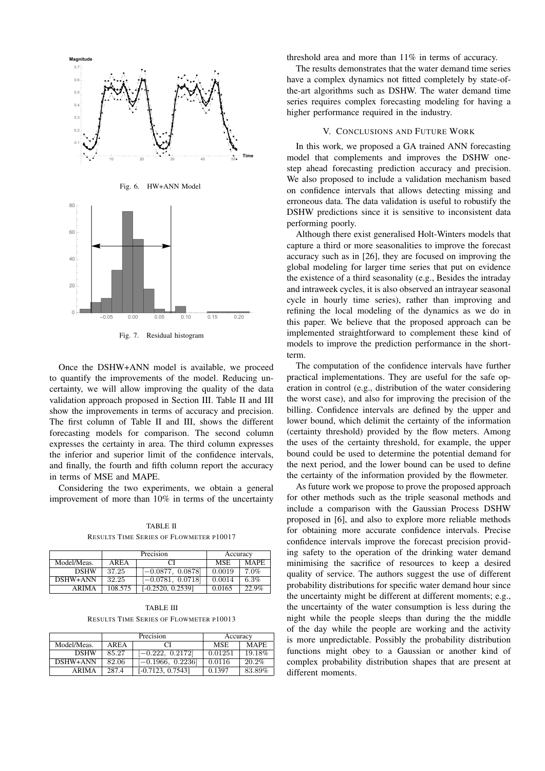Fig. 6. HW+ANN Model

Fig. 7. Residual histogram

Once the DSHW+ANN model is available, we proceed to quantify the improvements of the model. Reducing uncertainty, we will allow improving the quality of the data validation approach proposed in Section III. Table II and III show the improvements in terms of accuracy and precision. The first column of Table II and III, shows the different forecasting models for comparison. The second column expresses the certainty in area. The third column expresses the inferior and superior limit of the confidence intervals, and finally, the fourth and fifth column report the accuracy in terms of MSE and MAPE.

Considering the two experiments, we obtain a general improvement of more than 10% in terms of the uncertainty threshold area and more than 11% in terms of accuracy.

TABLE II
RESULTS TIME SERIES OF FLOWMETER P10017

| | Precision | | Accuracy | |
|---|---|---|---|---|
| Model/Meas. | AREA | CI | MSE | MAPE |
| DSHW | 37.25 | $[-0.0877,\ 0.0878]$ | 0.0019 | 7.0% |
| DSHW+ANN | 32.25 | $[-0.0781,\ 0.0718]$ | 0.0014 | 6.3% |
| ARIMA | 108.575 | [-0.2520, 0.2539] | 0.0165 | 22.9% |

TABLE III
RESULTS TIME SERIES OF FLOWMETER P10013

| | Precision | | Accuracy | |
|---|---|---|---|---|
| Model/Meas. | AREA | CI | MSE | MAPE |
| DSHW | 85.27 | $[-0.222,\ 0.2172]$ | 0.01251 | 19.18% |
| DSHW+ANN | 82.06 | $[-0.1966,\ 0.2236]$ | 0.0116 | 20.2% |
| ARIMA | 287.4 | [-0.7123, 0.7543] | 0.1397 | 83.89% |

The results demonstrates that the water demand time series have a complex dynamics not fitted completely by state-of-the-art algorithms such as DSHW. The water demand time series requires complex forecasting modeling for having a higher performance required in the industry.

## V. CONCLUSIONS AND FUTURE WORK

In this work, we proposed a GA trained ANN forecasting model that complements and improves the DSHW one-step ahead forecasting prediction accuracy and precision. We also proposed to include a validation mechanism based on confidence intervals that allows detecting missing and erroneous data. The data validation is useful to robustify the DSHW predictions since it is sensitive to inconsistent data performing poorly.

Although there exist generalised Holt-Winters models that capture a third or more seasonalities to improve the forecast accuracy such as in [26], they are focused on improving the global modeling for larger time series that put on evidence the existence of a third seasonality (e.g., Besides the intraday and intraweek cycles, it is also observed an intrayear seasonal cycle in hourly time series), rather than improving and refining the local modeling of the dynamics as we do in this paper. We believe that the proposed approach can be implemented straightforward to complement these kind of models to improve the prediction performance in the short-term.

The computation of the confidence intervals have further practical implementations. They are useful for the safe operation in control (e.g., distribution of the water considering the worst case), and also for improving the precision of the billing. Confidence intervals are defined by the upper and lower bound, which delimit the certainty of the information (certainty threshold) provided by the flow meters. Among the uses of the certainty threshold, for example, the upper bound could be used to determine the potential demand for the next period, and the lower bound can be used to define the certainty of the information provided by the flowmeter.

As future work we propose to prove the proposed approach for other methods such as the triple seasonal methods and include a comparison with the Gaussian Process DSHW proposed in [6], and also to explore more reliable methods for obtaining more accurate confidence intervals. Precise confidence intervals improve the forecast precision providing safety to the operation of the drinking water demand minimising the sacrifice of resources to keep a desired quality of service. The authors suggest the use of different probability distributions for specific water demand hour since the uncertainty might be different at different moments; e.g., the uncertainty of the water consumption is less during the night while the people sleeps than during the the middle of the day while the people are working and the activity is more unpredictable. Possibly the probability distribution functions might obey to a Gaussian or another kind of complex probability distribution shapes that are present at different moments.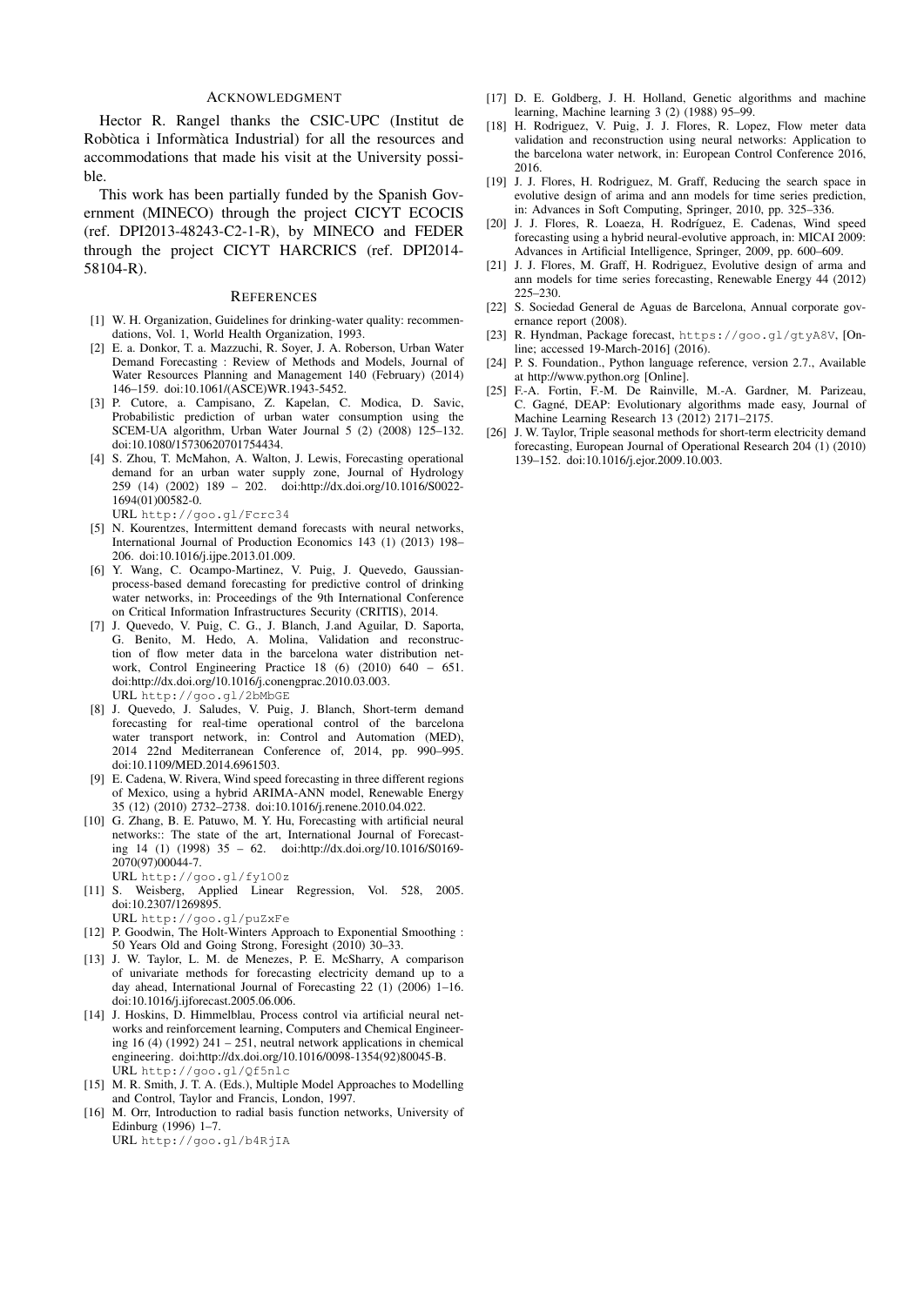## ACKNOWLEDGMENT

Hector R. Rangel thanks the CSIC-UPC (Institut de Robòtica i Informàtica Industrial) for all the resources and accommodations that made his visit at the University possible.

This work has been partially funded by the Spanish Government (MINECO) through the project CICYT ECOCIS (ref. DPI2013-48243-C2-1-R), by MINECO and FEDER through the project CICYT HARCRICS (ref. DPI2014-58104-R).

## REFERENCES

[1] W. H. Organization, Guidelines for drinking-water quality: recommendations, Vol. 1, World Health Organization, 1993.

[2] E. a. Donkor, T. a. Mazzuchi, R. Soyer, J. A. Roberson, Urban Water Demand Forecasting : Review of Methods and Models, Journal of Water Resources Planning and Management 140 (February) (2014) 146–159. doi:10.1061/(ASCE)WR.1943-5452.

[3] P. Cutore, a. Campisano, Z. Kapelan, C. Modica, D. Savic, Probabilistic prediction of urban water consumption using the SCEM-UA algorithm, Urban Water Journal 5 (2) (2008) 125–132. doi:10.1080/15730620701754434.

[4] S. Zhou, T. McMahon, A. Walton, J. Lewis, Forecasting operational demand for an urban water supply zone, Journal of Hydrology 259 (14) (2002) 189 – 202. doi:http://dx.doi.org/10.1016/S0022-1694(01)00582-0.
URL http://goo.gl/Fcrc34

[5] N. Kourentzes, Intermittent demand forecasts with neural networks, International Journal of Production Economics 143 (1) (2013) 198–206. doi:10.1016/j.ijpe.2013.01.009.

[6] Y. Wang, C. Ocampo-Martinez, V. Puig, J. Quevedo, Gaussian-process-based demand forecasting for predictive control of drinking water networks, in: Proceedings of the 9th International Conference on Critical Information Infrastructures Security (CRITIS), 2014.

[7] J. Quevedo, V. Puig, C. G., J. Blanch, J.and Aguilar, D. Saporta, G. Benito, M. Hedo, A. Molina, Validation and reconstruction of flow meter data in the barcelona water distribution network, Control Engineering Practice 18 (6) (2010) 640 – 651. doi:http://dx.doi.org/10.1016/j.conengprac.2010.03.003.
URL http://goo.gl/2bMbGE

[8] J. Quevedo, J. Saludes, V. Puig, J. Blanch, Short-term demand forecasting for real-time operational control of the barcelona water transport network, in: Control and Automation (MED), 2014 22nd Mediterranean Conference of, 2014, pp. 990–995. doi:10.1109/MED.2014.6961503.

[9] E. Cadena, W. Rivera, Wind speed forecasting in three different regions of Mexico, using a hybrid ARIMA-ANN model, Renewable Energy 35 (12) (2010) 2732–2738. doi:10.1016/j.renene.2010.04.022.

[10] G. Zhang, B. E. Patuwo, M. Y. Hu, Forecasting with artificial neural networks:: The state of the art, International Journal of Forecasting 14 (1) (1998) 35 – 62. doi:http://dx.doi.org/10.1016/S0169-2070(97)00044-7.
URL http://goo.gl/fy1O0z

[11] S. Weisberg, Applied Linear Regression, Vol. 528, 2005. doi:10.2307/1269895.
URL http://goo.gl/puZxFe

[12] P. Goodwin, The Holt-Winters Approach to Exponential Smoothing : 50 Years Old and Going Strong, Foresight (2010) 30–33.

[13] J. W. Taylor, L. M. de Menezes, P. E. McSharry, A comparison of univariate methods for forecasting electricity demand up to a day ahead, International Journal of Forecasting 22 (1) (2006) 1–16. doi:10.1016/j.ijforecast.2005.06.006.

[14] J. Hoskins, D. Himmelblau, Process control via artificial neural networks and reinforcement learning, Computers and Chemical Engineering 16 (4) (1992) 241 – 251, neutral network applications in chemical engineering. doi:http://dx.doi.org/10.1016/0098-1354(92)80045-B.
URL http://goo.gl/Qf5nlc

[15] M. R. Smith, J. T. A. (Eds.), Multiple Model Approaches to Modelling and Control, Taylor and Francis, London, 1997.

[16] M. Orr, Introduction to radial basis function networks, University of Edinburg (1996) 1–7.
URL http://goo.gl/b4RjIA

[17] D. E. Goldberg, J. H. Holland, Genetic algorithms and machine learning, Machine learning 3 (2) (1988) 95–99.

[18] H. Rodriguez, V. Puig, J. J. Flores, R. Lopez, Flow meter data validation and reconstruction using neural networks: Application to the barcelona water network, in: European Control Conference 2016, 2016.

[19] J. J. Flores, H. Rodriguez, M. Graff, Reducing the search space in evolutive design of arima and ann models for time series prediction, in: Advances in Soft Computing, Springer, 2010, pp. 325–336.

[20] J. J. Flores, R. Loaeza, H. Rodríguez, E. Cadenas, Wind speed forecasting using a hybrid neural-evolutive approach, in: MICAI 2009: Advances in Artificial Intelligence, Springer, 2009, pp. 600–609.

[21] J. J. Flores, M. Graff, H. Rodriguez, Evolutive design of arma and ann models for time series forecasting, Renewable Energy 44 (2012) 225–230.

[22] S. Sociedad General de Aguas de Barcelona, Annual corporate governance report (2008).

[23] R. Hyndman, Package forecast, https://goo.gl/gtyA8V, [Online; accessed 19-March-2016] (2016).

[24] P. S. Foundation., Python language reference, version 2.7., Available at http://www.python.org [Online].

[25] F.-A. Fortin, F.-M. De Rainville, M.-A. Gardner, M. Parizeau, C. Gagné, DEAP: Evolutionary algorithms made easy, Journal of Machine Learning Research 13 (2012) 2171–2175.

[26] J. W. Taylor, Triple seasonal methods for short-term electricity demand forecasting, European Journal of Operational Research 204 (1) (2010) 139–152. doi:10.1016/j.ejor.2009.10.003.